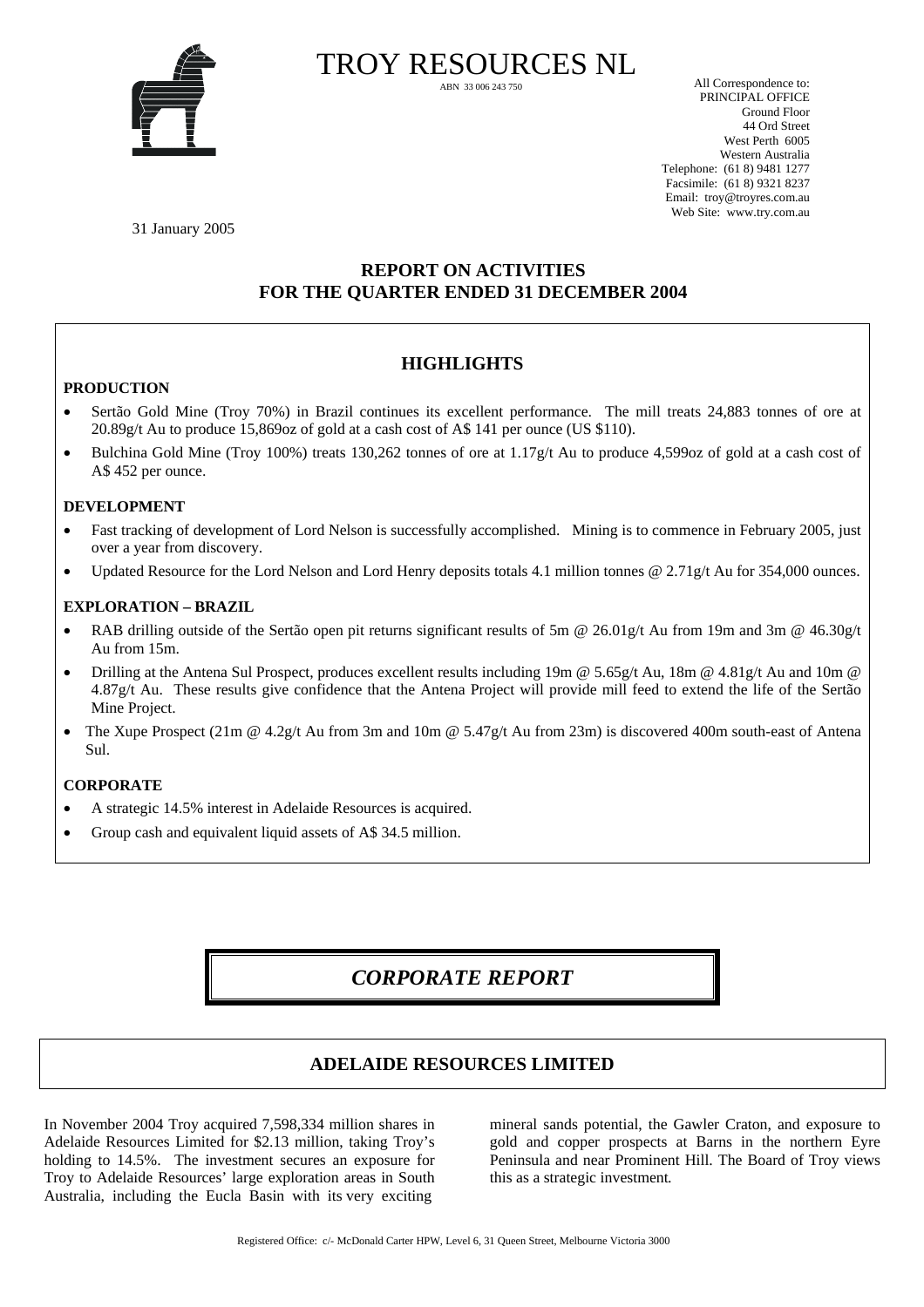# TROY RESOURCES NL

ABN 33 006 243 750

All Correspondence to:
PRINCIPAL OFFICE
Ground Floor
44 Ord Street
West Perth 6005
Western Australia
Telephone: (61 8) 9481 1277
Facsimile: (61 8) 9321 8237
Email: troy@troyres.com.au
Web Site: www.try.com.au

31 January 2005

## REPORT ON ACTIVITIES FOR THE QUARTER ENDED 31 DECEMBER 2004

### HIGHLIGHTS

**PRODUCTION**

- Sertão Gold Mine (Troy 70%) in Brazil continues its excellent performance. The mill treats 24,883 tonnes of ore at 20.89g/t Au to produce 15,869oz of gold at a cash cost of A$ 141 per ounce (US $110).
- Bulchina Gold Mine (Troy 100%) treats 130,262 tonnes of ore at 1.17g/t Au to produce 4,599oz of gold at a cash cost of A$ 452 per ounce.

**DEVELOPMENT**

- Fast tracking of development of Lord Nelson is successfully accomplished. Mining is to commence in February 2005, just over a year from discovery.
- Updated Resource for the Lord Nelson and Lord Henry deposits totals 4.1 million tonnes @ 2.71g/t Au for 354,000 ounces.

**EXPLORATION – BRAZIL**

- RAB drilling outside of the Sertão open pit returns significant results of 5m @ 26.01g/t Au from 19m and 3m @ 46.30g/t Au from 15m.
- Drilling at the Antena Sul Prospect, produces excellent results including 19m @ 5.65g/t Au, 18m @ 4.81g/t Au and 10m @ 4.87g/t Au. These results give confidence that the Antena Project will provide mill feed to extend the life of the Sertão Mine Project.
- The Xupe Prospect (21m @ 4.2g/t Au from 3m and 10m @ 5.47g/t Au from 23m) is discovered 400m south-east of Antena Sul.

**CORPORATE**

- A strategic 14.5% interest in Adelaide Resources is acquired.
- Group cash and equivalent liquid assets of A$ 34.5 million.

## *CORPORATE REPORT*

### ADELAIDE RESOURCES LIMITED

In November 2004 Troy acquired 7,598,334 million shares in Adelaide Resources Limited for $2.13 million, taking Troy's holding to 14.5%. The investment secures an exposure for Troy to Adelaide Resources' large exploration areas in South Australia, including the Eucla Basin with its very exciting mineral sands potential, the Gawler Craton, and exposure to gold and copper prospects at Barns in the northern Eyre Peninsula and near Prominent Hill. The Board of Troy views this as a strategic investment.

Registered Office: c/- McDonald Carter HPW, Level 6, 31 Queen Street, Melbourne Victoria 3000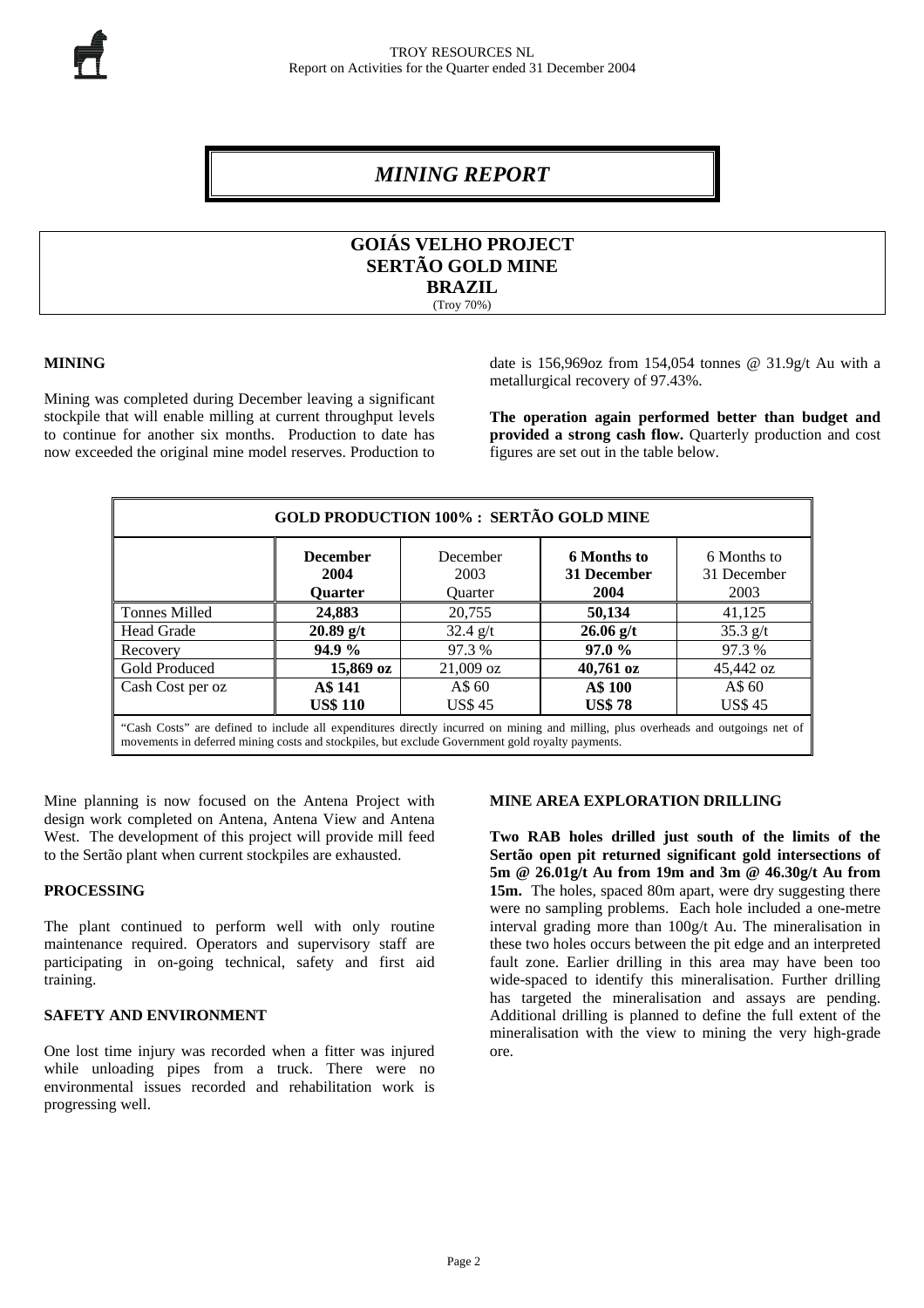# *MINING REPORT*

## GOIÁS VELHO PROJECT
## SERTÃO GOLD MINE
## BRAZIL
(Troy 70%)

### MINING

Mining was completed during December leaving a significant stockpile that will enable milling at current throughput levels to continue for another six months. Production to date has now exceeded the original mine model reserves. Production to date is 156,969oz from 154,054 tonnes @ 31.9g/t Au with a metallurgical recovery of 97.43%.

**The operation again performed better than budget and provided a strong cash flow.** Quarterly production and cost figures are set out in the table below.

| GOLD PRODUCTION 100% : SERTÃO GOLD MINE | | | | |
|---|---|---|---|---|
| | **December 2004 Quarter** | December 2003 Quarter | **6 Months to 31 December 2004** | 6 Months to 31 December 2003 |
| Tonnes Milled | **24,883** | 20,755 | **50,134** | 41,125 |
| Head Grade | **20.89 g/t** | 32.4 g/t | **26.06 g/t** | 35.3 g/t |
| Recovery | **94.9 %** | 97.3 % | **97.0 %** | 97.3 % |
| Gold Produced | **15,869 oz** | 21,009 oz | **40,761 oz** | 45,442 oz |
| Cash Cost per oz | **A$ 141** **US$ 110** | A$ 60 US$ 45 | **A$ 100** **US$ 78** | A$ 60 US$ 45 |

"Cash Costs" are defined to include all expenditures directly incurred on mining and milling, plus overheads and outgoings net of movements in deferred mining costs and stockpiles, but exclude Government gold royalty payments.

Mine planning is now focused on the Antena Project with design work completed on Antena, Antena View and Antena West. The development of this project will provide mill feed to the Sertão plant when current stockpiles are exhausted.

### PROCESSING

The plant continued to perform well with only routine maintenance required. Operators and supervisory staff are participating in on-going technical, safety and first aid training.

### SAFETY AND ENVIRONMENT

One lost time injury was recorded when a fitter was injured while unloading pipes from a truck. There were no environmental issues recorded and rehabilitation work is progressing well.

### MINE AREA EXPLORATION DRILLING

**Two RAB holes drilled just south of the limits of the Sertão open pit returned significant gold intersections of 5m @ 26.01g/t Au from 19m and 3m @ 46.30g/t Au from 15m.** The holes, spaced 80m apart, were dry suggesting there were no sampling problems. Each hole included a one-metre interval grading more than 100g/t Au. The mineralisation in these two holes occurs between the pit edge and an interpreted fault zone. Earlier drilling in this area may have been too wide-spaced to identify this mineralisation. Further drilling has targeted the mineralisation and assays are pending. Additional drilling is planned to define the full extent of the mineralisation with the view to mining the very high-grade ore.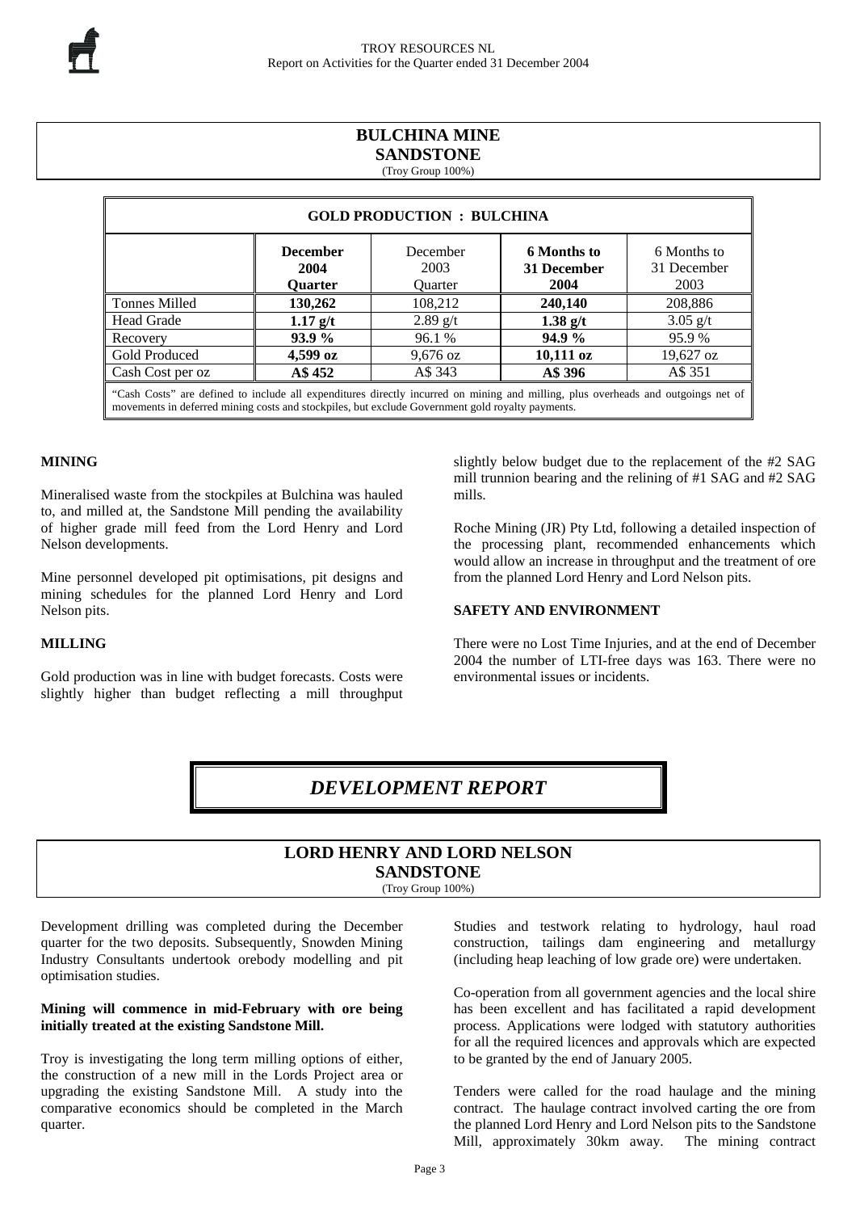## BULCHINA MINE
## SANDSTONE
(Troy Group 100%)

| GOLD PRODUCTION : BULCHINA | | | | |
|---|---|---|---|---|
| | **December 2004 Quarter** | December 2003 Quarter | **6 Months to 31 December 2004** | 6 Months to 31 December 2003 |
| Tonnes Milled | **130,262** | 108,212 | **240,140** | 208,886 |
| Head Grade | **1.17 g/t** | 2.89 g/t | **1.38 g/t** | 3.05 g/t |
| Recovery | **93.9 %** | 96.1 % | **94.9 %** | 95.9 % |
| Gold Produced | **4,599 oz** | 9,676 oz | **10,111 oz** | 19,627 oz |
| Cash Cost per oz | **A$ 452** | A$ 343 | **A$ 396** | A$ 351 |

"Cash Costs" are defined to include all expenditures directly incurred on mining and milling, plus overheads and outgoings net of movements in deferred mining costs and stockpiles, but exclude Government gold royalty payments.

**MINING**

Mineralised waste from the stockpiles at Bulchina was hauled to, and milled at, the Sandstone Mill pending the availability of higher grade mill feed from the Lord Henry and Lord Nelson developments.

Mine personnel developed pit optimisations, pit designs and mining schedules for the planned Lord Henry and Lord Nelson pits.

**MILLING**

Gold production was in line with budget forecasts. Costs were slightly higher than budget reflecting a mill throughput slightly below budget due to the replacement of the #2 SAG mill trunnion bearing and the relining of #1 SAG and #2 SAG mills.

Roche Mining (JR) Pty Ltd, following a detailed inspection of the processing plant, recommended enhancements which would allow an increase in throughput and the treatment of ore from the planned Lord Henry and Lord Nelson pits.

**SAFETY AND ENVIRONMENT**

There were no Lost Time Injuries, and at the end of December 2004 the number of LTI-free days was 163. There were no environmental issues or incidents.

# *DEVELOPMENT REPORT*

## LORD HENRY AND LORD NELSON
## SANDSTONE
(Troy Group 100%)

Development drilling was completed during the December quarter for the two deposits. Subsequently, Snowden Mining Industry Consultants undertook orebody modelling and pit optimisation studies.

**Mining will commence in mid-February with ore being initially treated at the existing Sandstone Mill.**

Troy is investigating the long term milling options of either, the construction of a new mill in the Lords Project area or upgrading the existing Sandstone Mill. A study into the comparative economics should be completed in the March quarter.

Studies and testwork relating to hydrology, haul road construction, tailings dam engineering and metallurgy (including heap leaching of low grade ore) were undertaken.

Co-operation from all government agencies and the local shire has been excellent and has facilitated a rapid development process. Applications were lodged with statutory authorities for all the required licences and approvals which are expected to be granted by the end of January 2005.

Tenders were called for the road haulage and the mining contract. The haulage contract involved carting the ore from the planned Lord Henry and Lord Nelson pits to the Sandstone Mill, approximately 30km away. The mining contract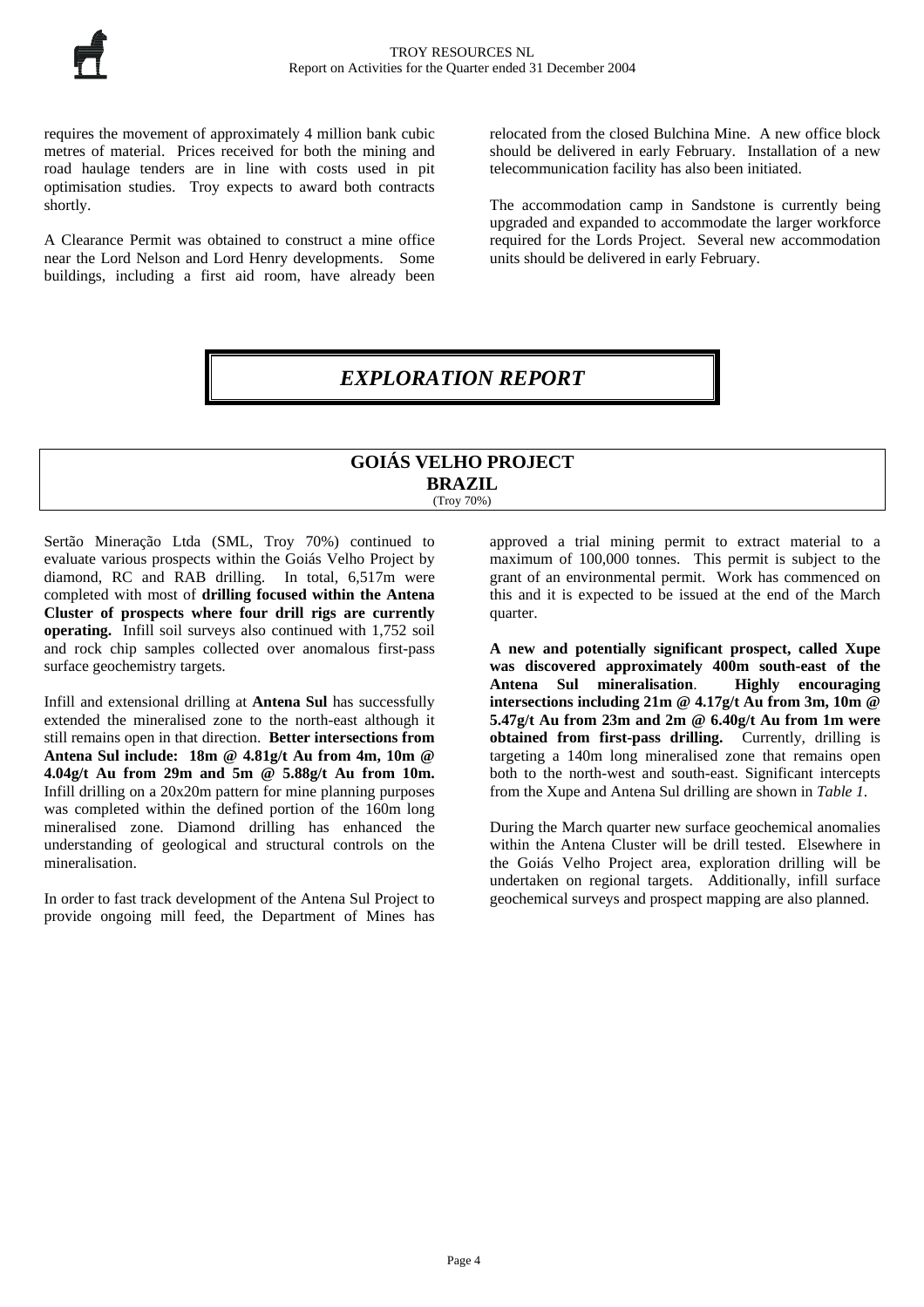requires the movement of approximately 4 million bank cubic metres of material. Prices received for both the mining and road haulage tenders are in line with costs used in pit optimisation studies. Troy expects to award both contracts shortly.

A Clearance Permit was obtained to construct a mine office near the Lord Nelson and Lord Henry developments. Some buildings, including a first aid room, have already been relocated from the closed Bulchina Mine. A new office block should be delivered in early February. Installation of a new telecommunication facility has also been initiated.

The accommodation camp in Sandstone is currently being upgraded and expanded to accommodate the larger workforce required for the Lords Project. Several new accommodation units should be delivered in early February.

# *EXPLORATION REPORT*

## GOIÁS VELHO PROJECT
## BRAZIL
(Troy 70%)

Sertão Mineração Ltda (SML, Troy 70%) continued to evaluate various prospects within the Goiás Velho Project by diamond, RC and RAB drilling. In total, 6,517m were completed with most of **drilling focused within the Antena Cluster of prospects where four drill rigs are currently operating.** Infill soil surveys also continued with 1,752 soil and rock chip samples collected over anomalous first-pass surface geochemistry targets.

Infill and extensional drilling at **Antena Sul** has successfully extended the mineralised zone to the north-east although it still remains open in that direction. **Better intersections from Antena Sul include: 18m @ 4.81g/t Au from 4m, 10m @ 4.04g/t Au from 29m and 5m @ 5.88g/t Au from 10m.** Infill drilling on a 20x20m pattern for mine planning purposes was completed within the defined portion of the 160m long mineralised zone. Diamond drilling has enhanced the understanding of geological and structural controls on the mineralisation.

In order to fast track development of the Antena Sul Project to provide ongoing mill feed, the Department of Mines has approved a trial mining permit to extract material to a maximum of 100,000 tonnes. This permit is subject to the grant of an environmental permit. Work has commenced on this and it is expected to be issued at the end of the March quarter.

**A new and potentially significant prospect, called Xupe was discovered approximately 400m south-east of the Antena Sul mineralisation**. **Highly encouraging intersections including 21m @ 4.17g/t Au from 3m, 10m @ 5.47g/t Au from 23m and 2m @ 6.40g/t Au from 1m were obtained from first-pass drilling.** Currently, drilling is targeting a 140m long mineralised zone that remains open both to the north-west and south-east. Significant intercepts from the Xupe and Antena Sul drilling are shown in *Table 1*.

During the March quarter new surface geochemical anomalies within the Antena Cluster will be drill tested. Elsewhere in the Goiás Velho Project area, exploration drilling will be undertaken on regional targets. Additionally, infill surface geochemical surveys and prospect mapping are also planned.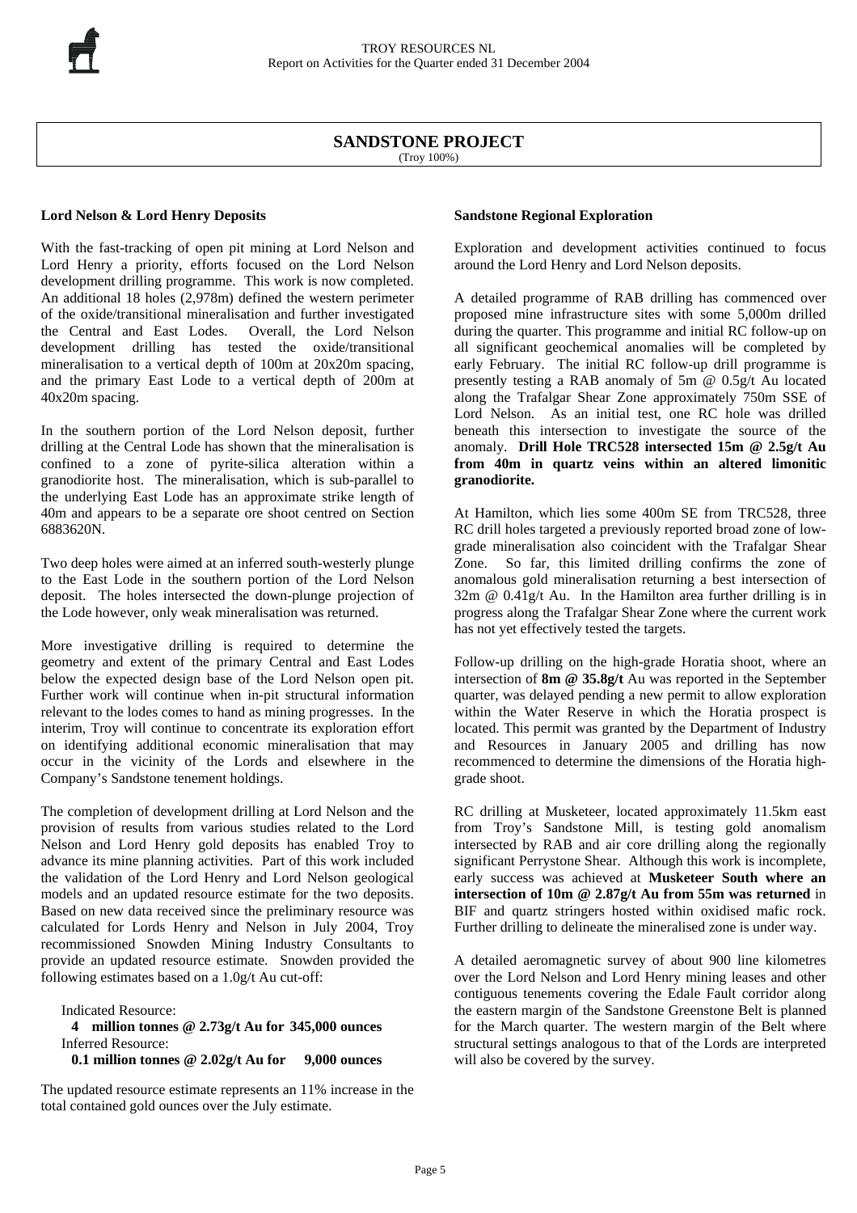## SANDSTONE PROJECT

(Troy 100%)

**Lord Nelson & Lord Henry Deposits**

With the fast-tracking of open pit mining at Lord Nelson and Lord Henry a priority, efforts focused on the Lord Nelson development drilling programme. This work is now completed. An additional 18 holes (2,978m) defined the western perimeter of the oxide/transitional mineralisation and further investigated the Central and East Lodes. Overall, the Lord Nelson development drilling has tested the oxide/transitional mineralisation to a vertical depth of 100m at 20x20m spacing, and the primary East Lode to a vertical depth of 200m at 40x20m spacing.

In the southern portion of the Lord Nelson deposit, further drilling at the Central Lode has shown that the mineralisation is confined to a zone of pyrite-silica alteration within a granodiorite host. The mineralisation, which is sub-parallel to the underlying East Lode has an approximate strike length of 40m and appears to be a separate ore shoot centred on Section 6883620N.

Two deep holes were aimed at an inferred south-westerly plunge to the East Lode in the southern portion of the Lord Nelson deposit. The holes intersected the down-plunge projection of the Lode however, only weak mineralisation was returned.

More investigative drilling is required to determine the geometry and extent of the primary Central and East Lodes below the expected design base of the Lord Nelson open pit. Further work will continue when in-pit structural information relevant to the lodes comes to hand as mining progresses. In the interim, Troy will continue to concentrate its exploration effort on identifying additional economic mineralisation that may occur in the vicinity of the Lords and elsewhere in the Company's Sandstone tenement holdings.

The completion of development drilling at Lord Nelson and the provision of results from various studies related to the Lord Nelson and Lord Henry gold deposits has enabled Troy to advance its mine planning activities. Part of this work included the validation of the Lord Henry and Lord Nelson geological models and an updated resource estimate for the two deposits. Based on new data received since the preliminary resource was calculated for Lords Henry and Nelson in July 2004, Troy recommissioned Snowden Mining Industry Consultants to provide an updated resource estimate. Snowden provided the following estimates based on a 1.0g/t Au cut-off:

Indicated Resource:
**4 million tonnes @ 2.73g/t Au for 345,000 ounces**
Inferred Resource:
**0.1 million tonnes @ 2.02g/t Au for 9,000 ounces**

The updated resource estimate represents an 11% increase in the total contained gold ounces over the July estimate.

**Sandstone Regional Exploration**

Exploration and development activities continued to focus around the Lord Henry and Lord Nelson deposits.

A detailed programme of RAB drilling has commenced over proposed mine infrastructure sites with some 5,000m drilled during the quarter. This programme and initial RC follow-up on all significant geochemical anomalies will be completed by early February. The initial RC follow-up drill programme is presently testing a RAB anomaly of 5m @ 0.5g/t Au located along the Trafalgar Shear Zone approximately 750m SSE of Lord Nelson. As an initial test, one RC hole was drilled beneath this intersection to investigate the source of the anomaly. **Drill Hole TRC528 intersected 15m @ 2.5g/t Au from 40m in quartz veins within an altered limonitic granodiorite.**

At Hamilton, which lies some 400m SE from TRC528, three RC drill holes targeted a previously reported broad zone of low-grade mineralisation also coincident with the Trafalgar Shear Zone. So far, this limited drilling confirms the zone of anomalous gold mineralisation returning a best intersection of 32m @ 0.41g/t Au. In the Hamilton area further drilling is in progress along the Trafalgar Shear Zone where the current work has not yet effectively tested the targets.

Follow-up drilling on the high-grade Horatia shoot, where an intersection of **8m @ 35.8g/t** Au was reported in the September quarter, was delayed pending a new permit to allow exploration within the Water Reserve in which the Horatia prospect is located. This permit was granted by the Department of Industry and Resources in January 2005 and drilling has now recommenced to determine the dimensions of the Horatia high-grade shoot.

RC drilling at Musketeer, located approximately 11.5km east from Troy's Sandstone Mill, is testing gold anomalism intersected by RAB and air core drilling along the regionally significant Perrystone Shear. Although this work is incomplete, early success was achieved at **Musketeer South where an intersection of 10m @ 2.87g/t Au from 55m was returned** in BIF and quartz stringers hosted within oxidised mafic rock. Further drilling to delineate the mineralised zone is under way.

A detailed aeromagnetic survey of about 900 line kilometres over the Lord Nelson and Lord Henry mining leases and other contiguous tenements covering the Edale Fault corridor along the eastern margin of the Sandstone Greenstone Belt is planned for the March quarter. The western margin of the Belt where structural settings analogous to that of the Lords are interpreted will also be covered by the survey.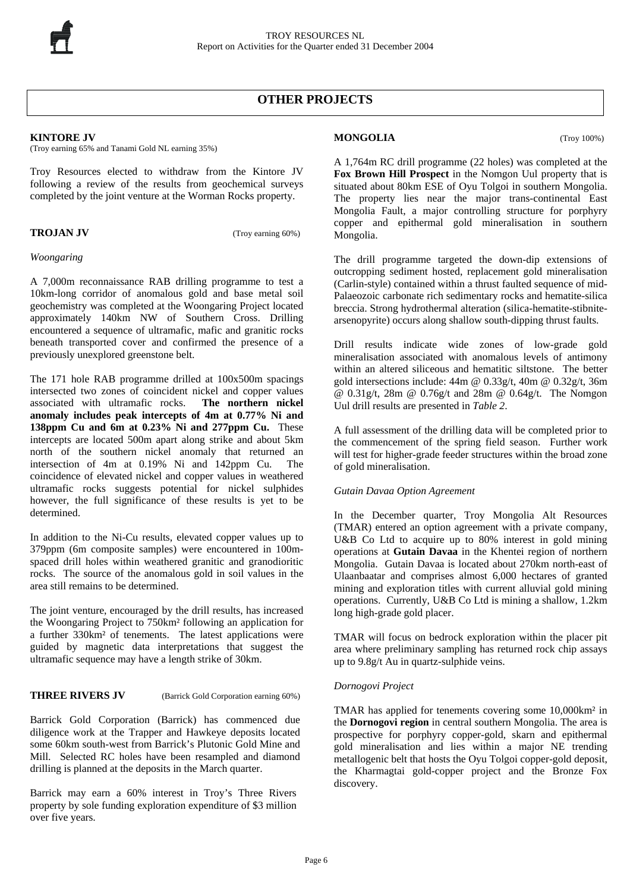# OTHER PROJECTS

## KINTORE JV

(Troy earning 65% and Tanami Gold NL earning 35%)

Troy Resources elected to withdraw from the Kintore JV following a review of the results from geochemical surveys completed by the joint venture at the Worman Rocks property.

## TROJAN JV

(Troy earning 60%)

*Woongaring*

A 7,000m reconnaissance RAB drilling programme to test a 10km-long corridor of anomalous gold and base metal soil geochemistry was completed at the Woongaring Project located approximately 140km NW of Southern Cross. Drilling encountered a sequence of ultramafic, mafic and granitic rocks beneath transported cover and confirmed the presence of a previously unexplored greenstone belt.

The 171 hole RAB programme drilled at 100x500m spacings intersected two zones of coincident nickel and copper values associated with ultramafic rocks. **The northern nickel anomaly includes peak intercepts of 4m at 0.77% Ni and 138ppm Cu and 6m at 0.23% Ni and 277ppm Cu.** These intercepts are located 500m apart along strike and about 5km north of the southern nickel anomaly that returned an intersection of 4m at 0.19% Ni and 142ppm Cu. The coincidence of elevated nickel and copper values in weathered ultramafic rocks suggests potential for nickel sulphides however, the full significance of these results is yet to be determined.

In addition to the Ni-Cu results, elevated copper values up to 379ppm (6m composite samples) were encountered in 100m-spaced drill holes within weathered granitic and granodioritic rocks. The source of the anomalous gold in soil values in the area still remains to be determined.

The joint venture, encouraged by the drill results, has increased the Woongaring Project to 750km² following an application for a further 330km² of tenements. The latest applications were guided by magnetic data interpretations that suggest the ultramafic sequence may have a length strike of 30km.

## THREE RIVERS JV

(Barrick Gold Corporation earning 60%)

Barrick Gold Corporation (Barrick) has commenced due diligence work at the Trapper and Hawkeye deposits located some 60km south-west from Barrick's Plutonic Gold Mine and Mill. Selected RC holes have been resampled and diamond drilling is planned at the deposits in the March quarter.

Barrick may earn a 60% interest in Troy's Three Rivers property by sole funding exploration expenditure of $3 million over five years.

## MONGOLIA

(Troy 100%)

A 1,764m RC drill programme (22 holes) was completed at the **Fox Brown Hill Prospect** in the Nomgon Uul property that is situated about 80km ESE of Oyu Tolgoi in southern Mongolia. The property lies near the major trans-continental East Mongolia Fault, a major controlling structure for porphyry copper and epithermal gold mineralisation in southern Mongolia.

The drill programme targeted the down-dip extensions of outcropping sediment hosted, replacement gold mineralisation (Carlin-style) contained within a thrust faulted sequence of mid-Palaeozoic carbonate rich sedimentary rocks and hematite-silica breccia. Strong hydrothermal alteration (silica-hematite-stibnite-arsenopyrite) occurs along shallow south-dipping thrust faults.

Drill results indicate wide zones of low-grade gold mineralisation associated with anomalous levels of antimony within an altered siliceous and hematitic siltstone. The better gold intersections include: 44m @ 0.33g/t, 40m @ 0.32g/t, 36m @ 0.31g/t, 28m @ 0.76g/t and 28m @ 0.64g/t. The Nomgon Uul drill results are presented in *Table 2*.

A full assessment of the drilling data will be completed prior to the commencement of the spring field season. Further work will test for higher-grade feeder structures within the broad zone of gold mineralisation.

*Gutain Davaa Option Agreement*

In the December quarter, Troy Mongolia Alt Resources (TMAR) entered an option agreement with a private company, U&B Co Ltd to acquire up to 80% interest in gold mining operations at **Gutain Davaa** in the Khentei region of northern Mongolia. Gutain Davaa is located about 270km north-east of Ulaanbaatar and comprises almost 6,000 hectares of granted mining and exploration titles with current alluvial gold mining operations. Currently, U&B Co Ltd is mining a shallow, 1.2km long high-grade gold placer.

TMAR will focus on bedrock exploration within the placer pit area where preliminary sampling has returned rock chip assays up to 9.8g/t Au in quartz-sulphide veins.

*Dornogovi Project*

TMAR has applied for tenements covering some 10,000km² in the **Dornogovi region** in central southern Mongolia. The area is prospective for porphyry copper-gold, skarn and epithermal gold mineralisation and lies within a major NE trending metallogenic belt that hosts the Oyu Tolgoi copper-gold deposit, the Kharmagtai gold-copper project and the Bronze Fox discovery.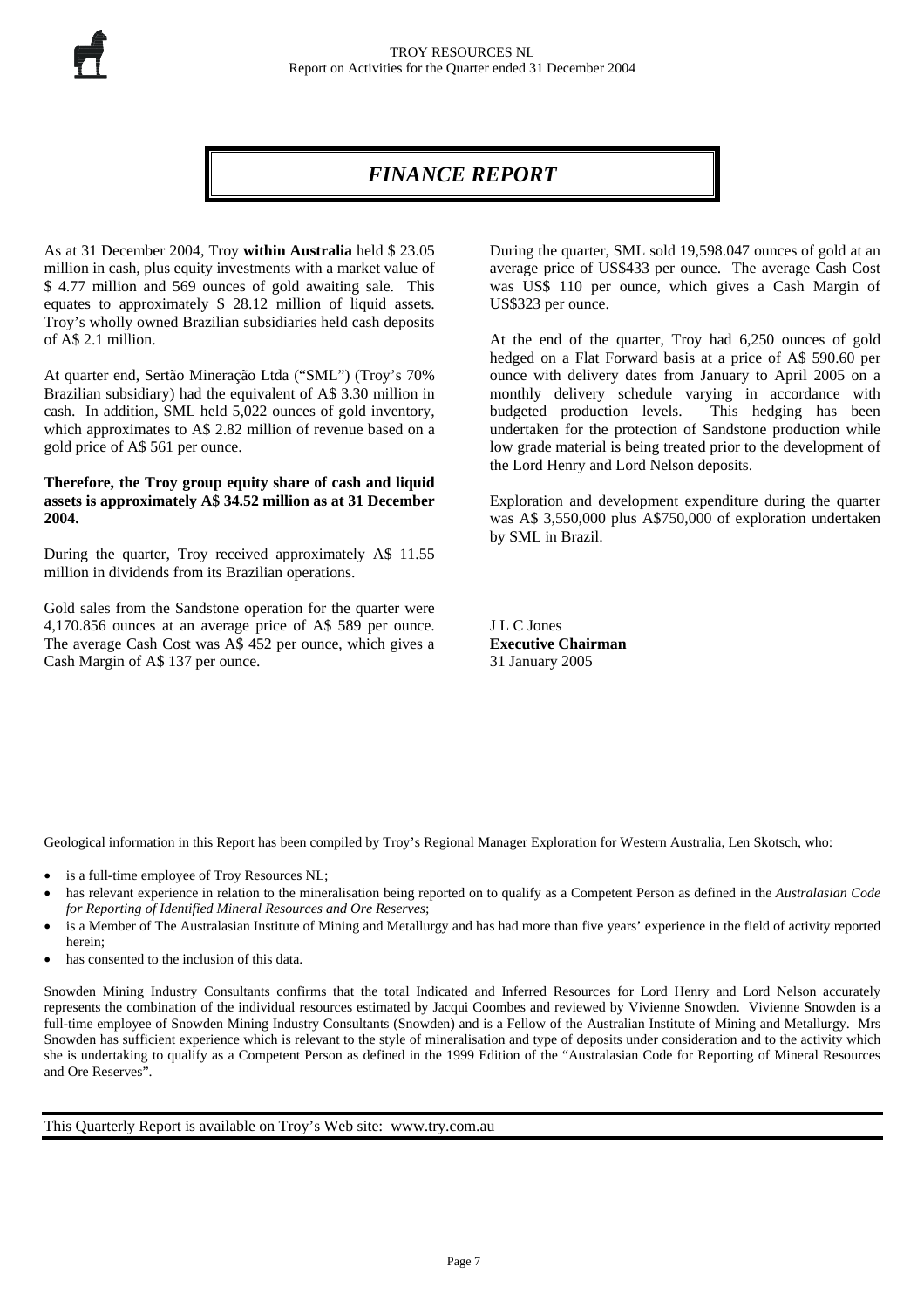# *FINANCE REPORT*

As at 31 December 2004, Troy **within Australia** held $ 23.05 million in cash, plus equity investments with a market value of $ 4.77 million and 569 ounces of gold awaiting sale. This equates to approximately $ 28.12 million of liquid assets. Troy's wholly owned Brazilian subsidiaries held cash deposits of A$ 2.1 million.

At quarter end, Sertão Mineração Ltda ("SML") (Troy's 70% Brazilian subsidiary) had the equivalent of A$ 3.30 million in cash. In addition, SML held 5,022 ounces of gold inventory, which approximates to A$ 2.82 million of revenue based on a gold price of A$ 561 per ounce.

**Therefore, the Troy group equity share of cash and liquid assets is approximately A$ 34.52 million as at 31 December 2004.**

During the quarter, Troy received approximately A$ 11.55 million in dividends from its Brazilian operations.

Gold sales from the Sandstone operation for the quarter were 4,170.856 ounces at an average price of A$ 589 per ounce. The average Cash Cost was A$ 452 per ounce, which gives a Cash Margin of A$ 137 per ounce.

During the quarter, SML sold 19,598.047 ounces of gold at an average price of US$433 per ounce. The average Cash Cost was US$ 110 per ounce, which gives a Cash Margin of US$323 per ounce.

At the end of the quarter, Troy had 6,250 ounces of gold hedged on a Flat Forward basis at a price of A$ 590.60 per ounce with delivery dates from January to April 2005 on a monthly delivery schedule varying in accordance with budgeted production levels. This hedging has been undertaken for the protection of Sandstone production while low grade material is being treated prior to the development of the Lord Henry and Lord Nelson deposits.

Exploration and development expenditure during the quarter was A$ 3,550,000 plus A$750,000 of exploration undertaken by SML in Brazil.

J L C Jones
**Executive Chairman**
31 January 2005

Geological information in this Report has been compiled by Troy's Regional Manager Exploration for Western Australia, Len Skotsch, who:

- is a full-time employee of Troy Resources NL;
- has relevant experience in relation to the mineralisation being reported on to qualify as a Competent Person as defined in the *Australasian Code for Reporting of Identified Mineral Resources and Ore Reserves*;
- is a Member of The Australasian Institute of Mining and Metallurgy and has had more than five years' experience in the field of activity reported herein;
- has consented to the inclusion of this data.

Snowden Mining Industry Consultants confirms that the total Indicated and Inferred Resources for Lord Henry and Lord Nelson accurately represents the combination of the individual resources estimated by Jacqui Coombes and reviewed by Vivienne Snowden. Vivienne Snowden is a full-time employee of Snowden Mining Industry Consultants (Snowden) and is a Fellow of the Australian Institute of Mining and Metallurgy. Mrs Snowden has sufficient experience which is relevant to the style of mineralisation and type of deposits under consideration and to the activity which she is undertaking to qualify as a Competent Person as defined in the 1999 Edition of the "Australasian Code for Reporting of Mineral Resources and Ore Reserves".

This Quarterly Report is available on Troy's Web site: www.try.com.au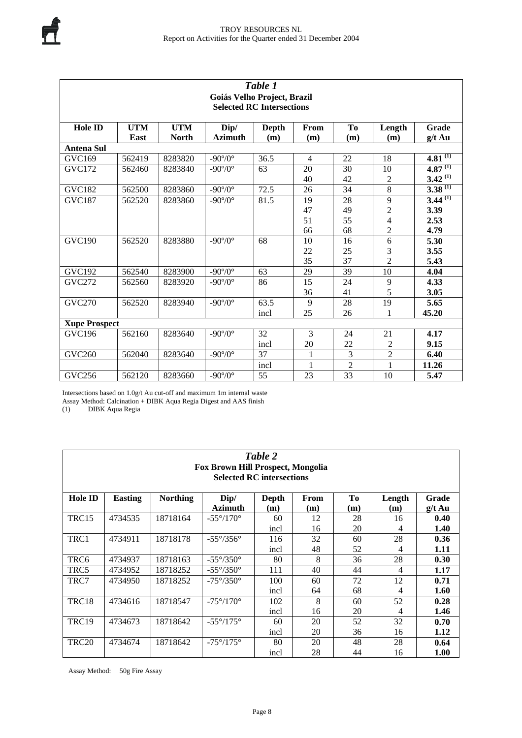*Table 1*
**Goiás Velho Project, Brazil**
**Selected RC Intersections**

| Hole ID | UTM East | UTM North | Dip/ Azimuth | Depth (m) | From (m) | To (m) | Length (m) | Grade g/t Au |
|---|---|---|---|---|---|---|---|---|
| **Antena Sul** | | | | | | | | |
| GVC169 | 562419 | 8283820 | -90°/0° | 36.5 | 4 | 22 | 18 | **4.81 (1)** |
| GVC172 | 562460 | 8283840 | -90°/0° | 63 | 20 | 30 | 10 | **4.87 (1)** |
| | | | | | 40 | 42 | 2 | **3.42 (1)** |
| GVC182 | 562500 | 8283860 | -90°/0° | 72.5 | 26 | 34 | 8 | **3.38 (1)** |
| GVC187 | 562520 | 8283860 | -90°/0° | 81.5 | 19 | 28 | 9 | **3.44 (1)** |
| | | | | | 47 | 49 | 2 | **3.39** |
| | | | | | 51 | 55 | 4 | **2.53** |
| | | | | | 66 | 68 | 2 | **4.79** |
| GVC190 | 562520 | 8283880 | -90°/0° | 68 | 10 | 16 | 6 | **5.30** |
| | | | | | 22 | 25 | 3 | **3.55** |
| | | | | | 35 | 37 | 2 | **5.43** |
| GVC192 | 562540 | 8283900 | -90°/0° | 63 | 29 | 39 | 10 | **4.04** |
| GVC272 | 562560 | 8283920 | -90°/0° | 86 | 15 | 24 | 9 | **4.33** |
| | | | | | 36 | 41 | 5 | **3.05** |
| GVC270 | 562520 | 8283940 | -90°/0° | 63.5 | 9 | 28 | 19 | **5.65** |
| | | | | incl | 25 | 26 | 1 | **45.20** |
| **Xupe Prospect** | | | | | | | | |
| GVC196 | 562160 | 8283640 | -90°/0° | 32 | 3 | 24 | 21 | **4.17** |
| | | | | incl | 20 | 22 | 2 | **9.15** |
| GVC260 | 562040 | 8283640 | -90°/0° | 37 | 1 | 3 | 2 | **6.40** |
| | | | | incl | 1 | 2 | 1 | **11.26** |
| GVC256 | 562120 | 8283660 | -90°/0° | 55 | 23 | 33 | 10 | **5.47** |

Intersections based on 1.0g/t Au cut-off and maximum 1m internal waste
Assay Method: Calcination + DIBK Aqua Regia Digest and AAS finish
(1) DIBK Aqua Regia

*Table 2*
**Fox Brown Hill Prospect, Mongolia**
**Selected RC intersections**

| Hole ID | Easting | Northing | Dip/ Azimuth | Depth (m) | From (m) | To (m) | Length (m) | Grade g/t Au |
|---|---|---|---|---|---|---|---|---|
| TRC15 | 4734535 | 18718164 | -55°/170° | 60 | 12 | 28 | 16 | **0.40** |
| | | | | incl | 16 | 20 | 4 | **1.40** |
| TRC1 | 4734911 | 18718178 | -55°/356° | 116 | 32 | 60 | 28 | **0.36** |
| | | | | incl | 48 | 52 | 4 | **1.11** |
| TRC6 | 4734937 | 18718163 | -55°/350° | 80 | 8 | 36 | 28 | **0.30** |
| TRC5 | 4734952 | 18718252 | -55°/350° | 111 | 40 | 44 | 4 | **1.17** |
| TRC7 | 4734950 | 18718252 | -75°/350° | 100 | 60 | 72 | 12 | **0.71** |
| | | | | incl | 64 | 68 | 4 | **1.60** |
| TRC18 | 4734616 | 18718547 | -75°/170° | 102 | 8 | 60 | 52 | **0.28** |
| | | | | incl | 16 | 20 | 4 | **1.46** |
| TRC19 | 4734673 | 18718642 | -55°/175° | 60 | 20 | 52 | 32 | **0.70** |
| | | | | incl | 20 | 36 | 16 | **1.12** |
| TRC20 | 4734674 | 18718642 | -75°/175° | 80 | 20 | 48 | 28 | **0.64** |
| | | | | incl | 28 | 44 | 16 | **1.00** |

Assay Method: 50g Fire Assay